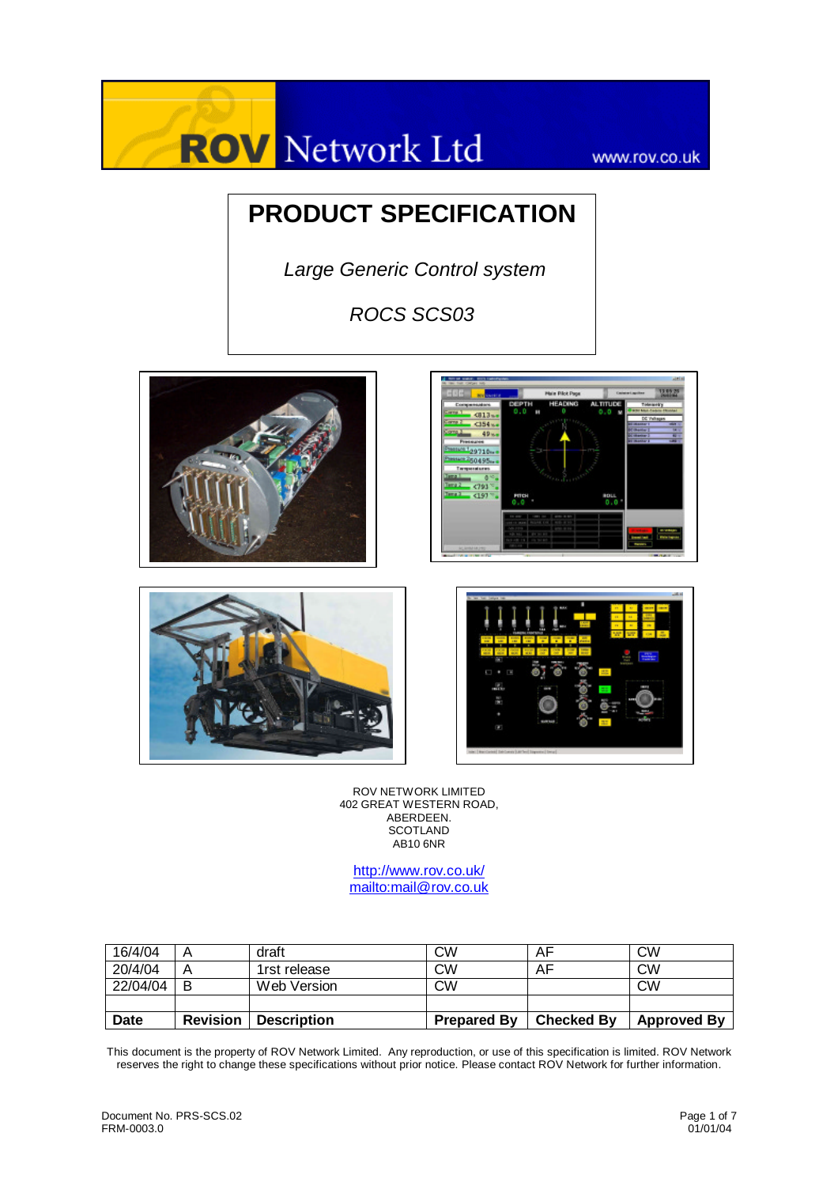ROV Network Ltd www.rov.co.uk

# PRODUCT SPECIFICATION

*Large Generic Control system*

*ROCS SCS03*

ROV NETWORK LIMITED
402 GREAT WESTERN ROAD,
ABERDEEN.
SCOTLAND
AB10 6NR

http://www.rov.co.uk/
mailto:mail@rov.co.uk

| 16/4/04 | A | draft | CW | AF | CW |
|---|---|---|---|---|---|
| 20/4/04 | A | 1rst release | CW | AF | CW |
| 22/04/04 | B | Web Version | CW | | CW |
| | | | | | |
| **Date** | **Revision** | **Description** | **Prepared By** | **Checked By** | **Approved By** |

This document is the property of ROV Network Limited. Any reproduction, or use of this specification is limited. ROV Network reserves the right to change these specifications without prior notice. Please contact ROV Network for further information.

Document No. PRS-SCS.02
FRM-0003.0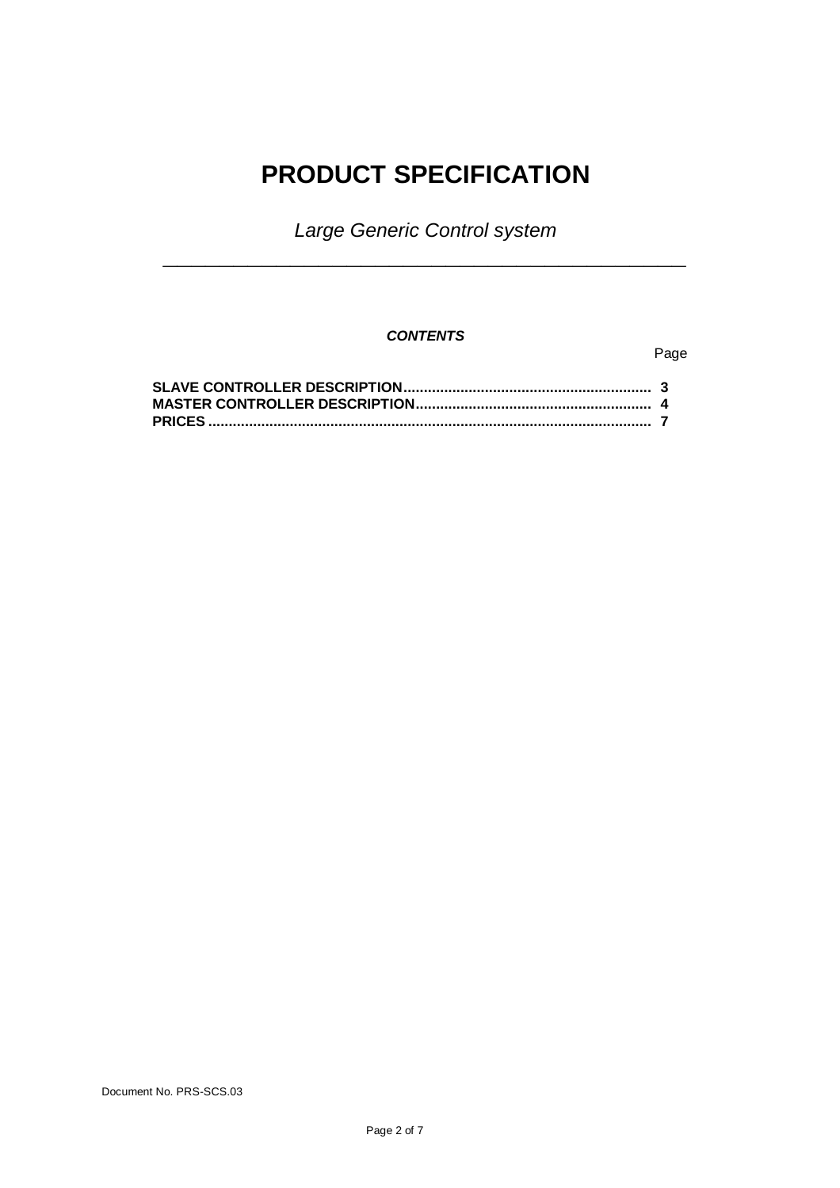# PRODUCT SPECIFICATION

*Large Generic Control system*

---

***CONTENTS***

| | Page |
|---|---|
| **SLAVE CONTROLLER DESCRIPTION** | **3** |
| **MASTER CONTROLLER DESCRIPTION** | **4** |
| **PRICES** | **7** |

Document No. PRS-SCS.03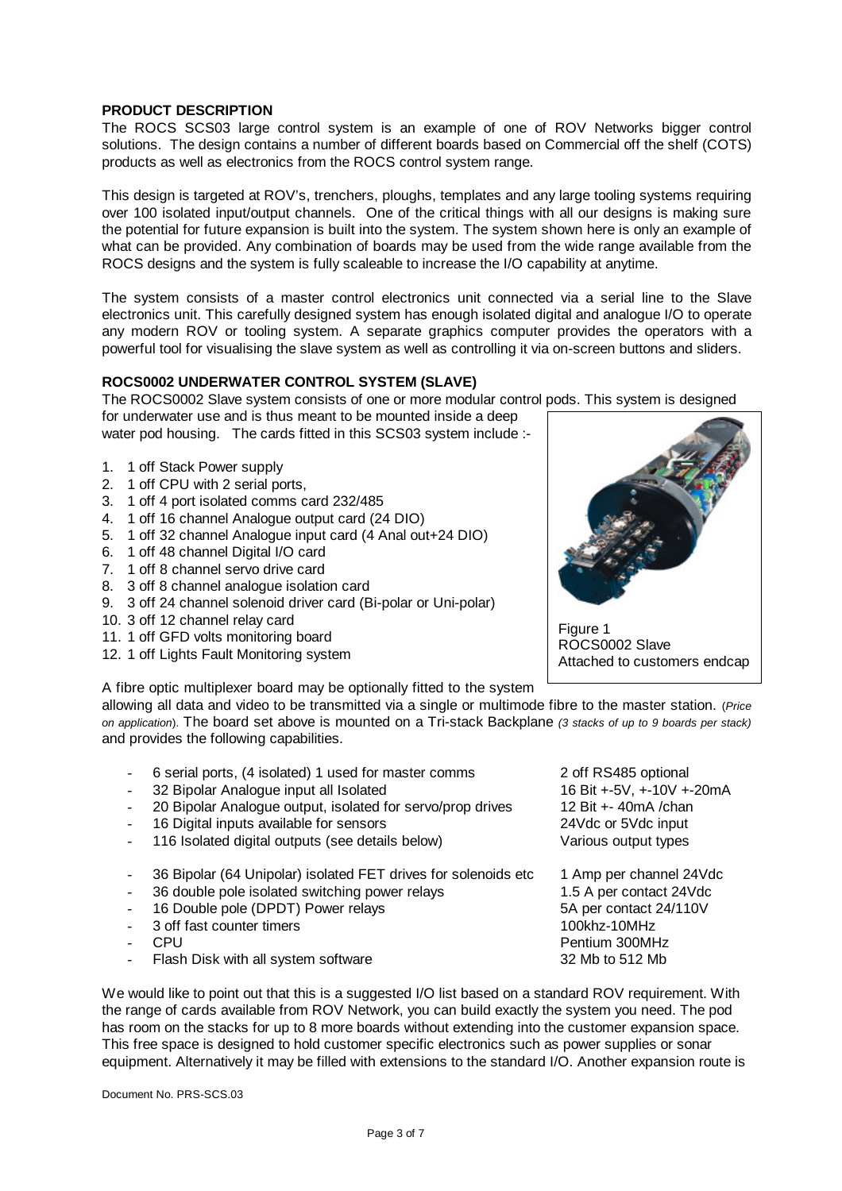**PRODUCT DESCRIPTION**

The ROCS SCS03 large control system is an example of one of ROV Networks bigger control solutions. The design contains a number of different boards based on Commercial off the shelf (COTS) products as well as electronics from the ROCS control system range.

This design is targeted at ROV's, trenchers, ploughs, templates and any large tooling systems requiring over 100 isolated input/output channels. One of the critical things with all our designs is making sure the potential for future expansion is built into the system. The system shown here is only an example of what can be provided. Any combination of boards may be used from the wide range available from the ROCS designs and the system is fully scaleable to increase the I/O capability at anytime.

The system consists of a master control electronics unit connected via a serial line to the Slave electronics unit. This carefully designed system has enough isolated digital and analogue I/O to operate any modern ROV or tooling system. A separate graphics computer provides the operators with a powerful tool for visualising the slave system as well as controlling it via on-screen buttons and sliders.

**ROCS0002 UNDERWATER CONTROL SYSTEM (SLAVE)**

The ROCS0002 Slave system consists of one or more modular control pods. This system is designed for underwater use and is thus meant to be mounted inside a deep water pod housing. The cards fitted in this SCS03 system include :-

1. 1 off Stack Power supply
2. 1 off CPU with 2 serial ports,
3. 1 off 4 port isolated comms card 232/485
4. 1 off 16 channel Analogue output card (24 DIO)
5. 1 off 32 channel Analogue input card (4 Anal out+24 DIO)
6. 1 off 48 channel Digital I/O card
7. 1 off 8 channel servo drive card
8. 3 off 8 channel analogue isolation card
9. 3 off 24 channel solenoid driver card (Bi-polar or Uni-polar)
10. 3 off 12 channel relay card
11. 1 off GFD volts monitoring board
12. 1 off Lights Fault Monitoring system

Figure 1
ROCS0002 Slave
Attached to customers endcap

A fibre optic multiplexer board may be optionally fitted to the system allowing all data and video to be transmitted via a single or multimode fibre to the master station. (*Price on application*). The board set above is mounted on a Tri-stack Backplane *(3 stacks of up to 9 boards per stack)* and provides the following capabilities.

| | |
|---|---|
| - 6 serial ports, (4 isolated) 1 used for master comms | 2 off RS485 optional |
| - 32 Bipolar Analogue input all Isolated | 16 Bit +-5V, +-10V +-20mA |
| - 20 Bipolar Analogue output, isolated for servo/prop drives | 12 Bit +- 40mA /chan |
| - 16 Digital inputs available for sensors | 24Vdc or 5Vdc input |
| - 116 Isolated digital outputs (see details below) | Various output types |
| - 36 Bipolar (64 Unipolar) isolated FET drives for solenoids etc | 1 Amp per channel 24Vdc |
| - 36 double pole isolated switching power relays | 1.5 A per contact 24Vdc |
| - 16 Double pole (DPDT) Power relays | 5A per contact 24/110V |
| - 3 off fast counter timers | 100khz-10MHz |
| - CPU | Pentium 300MHz |
| - Flash Disk with all system software | 32 Mb to 512 Mb |

We would like to point out that this is a suggested I/O list based on a standard ROV requirement. With the range of cards available from ROV Network, you can build exactly the system you need. The pod has room on the stacks for up to 8 more boards without extending into the customer expansion space. This free space is designed to hold customer specific electronics such as power supplies or sonar equipment. Alternatively it may be filled with extensions to the standard I/O. Another expansion route is

Document No. PRS-SCS.03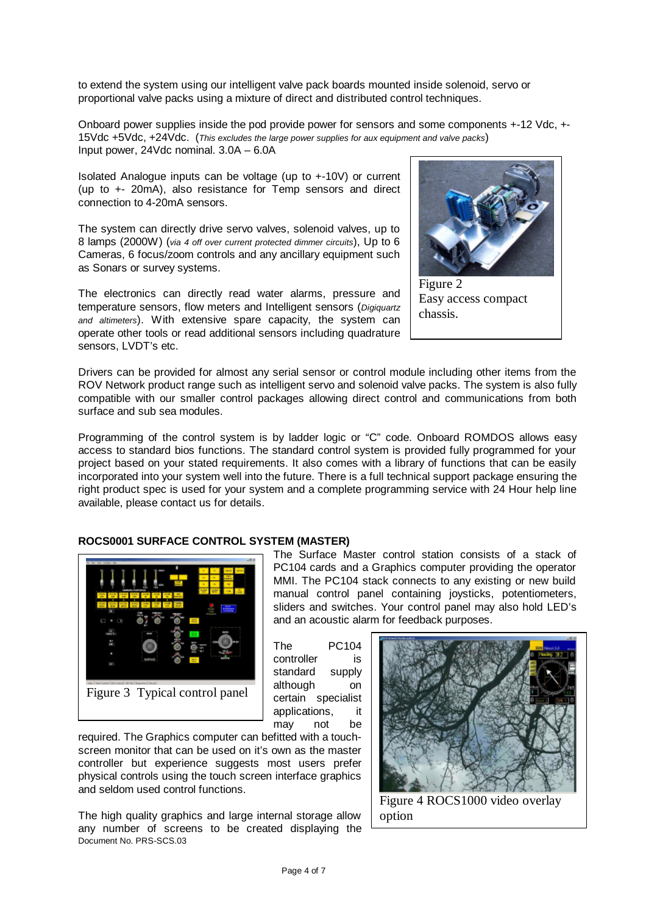to extend the system using our intelligent valve pack boards mounted inside solenoid, servo or proportional valve packs using a mixture of direct and distributed control techniques.

Onboard power supplies inside the pod provide power for sensors and some components +-12 Vdc, +-15Vdc +5Vdc, +24Vdc. (*This excludes the large power supplies for aux equipment and valve packs*)
Input power, 24Vdc nominal. 3.0A – 6.0A

Isolated Analogue inputs can be voltage (up to +-10V) or current (up to +- 20mA), also resistance for Temp sensors and direct connection to 4-20mA sensors.

The system can directly drive servo valves, solenoid valves, up to 8 lamps (2000W) (*via 4 off over current protected dimmer circuits*), Up to 6 Cameras, 6 focus/zoom controls and any ancillary equipment such as Sonars or survey systems.

The electronics can directly read water alarms, pressure and temperature sensors, flow meters and Intelligent sensors (*Digiquartz and altimeters*). With extensive spare capacity, the system can operate other tools or read additional sensors including quadrature sensors, LVDT's etc.

Figure 2
Easy access compact chassis.

Drivers can be provided for almost any serial sensor or control module including other items from the ROV Network product range such as intelligent servo and solenoid valve packs. The system is also fully compatible with our smaller control packages allowing direct control and communications from both surface and sub sea modules.

Programming of the control system is by ladder logic or "C" code. Onboard ROMDOS allows easy access to standard bios functions. The standard control system is provided fully programmed for your project based on your stated requirements. It also comes with a library of functions that can be easily incorporated into your system well into the future. There is a full technical support package ensuring the right product spec is used for your system and a complete programming service with 24 Hour help line available, please contact us for details.

**ROCS0001 SURFACE CONTROL SYSTEM (MASTER)**

Figure 3 Typical control panel

The Surface Master control station consists of a stack of PC104 cards and a Graphics computer providing the operator MMI. The PC104 stack connects to any existing or new build manual control panel containing joysticks, potentiometers, sliders and switches. Your control panel may also hold LED's and an acoustic alarm for feedback purposes.

The PC104 controller is standard supply although on certain specialist applications, it may not be required. The Graphics computer can befitted with a touch-screen monitor that can be used on it's own as the master controller but experience suggests most users prefer physical controls using the touch screen interface graphics and seldom used control functions.

Figure 4 ROCS1000 video overlay option

The high quality graphics and large internal storage allow any number of screens to be created displaying the

Document No. PRS-SCS.03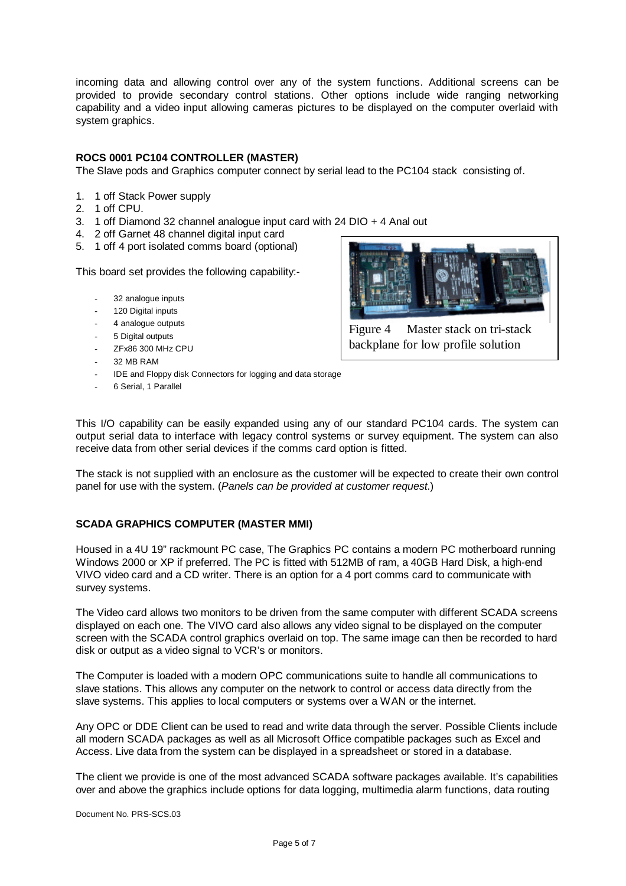incoming data and allowing control over any of the system functions. Additional screens can be provided to provide secondary control stations. Other options include wide ranging networking capability and a video input allowing cameras pictures to be displayed on the computer overlaid with system graphics.

**ROCS 0001 PC104 CONTROLLER (MASTER)**

The Slave pods and Graphics computer connect by serial lead to the PC104 stack consisting of.

1. 1 off Stack Power supply
2. 1 off CPU.
3. 1 off Diamond 32 channel analogue input card with 24 DIO + 4 Anal out
4. 2 off Garnet 48 channel digital input card
5. 1 off 4 port isolated comms board (optional)

This board set provides the following capability:-

- 32 analogue inputs
- 120 Digital inputs
- 4 analogue outputs
- 5 Digital outputs
- ZFx86 300 MHz CPU
- 32 MB RAM
- IDE and Floppy disk Connectors for logging and data storage
- 6 Serial, 1 Parallel

Figure 4 Master stack on tri-stack backplane for low profile solution

This I/O capability can be easily expanded using any of our standard PC104 cards. The system can output serial data to interface with legacy control systems or survey equipment. The system can also receive data from other serial devices if the comms card option is fitted.

The stack is not supplied with an enclosure as the customer will be expected to create their own control panel for use with the system. (*Panels can be provided at customer request*.)

**SCADA GRAPHICS COMPUTER (MASTER MMI)**

Housed in a 4U 19" rackmount PC case, The Graphics PC contains a modern PC motherboard running Windows 2000 or XP if preferred. The PC is fitted with 512MB of ram, a 40GB Hard Disk, a high-end VIVO video card and a CD writer. There is an option for a 4 port comms card to communicate with survey systems.

The Video card allows two monitors to be driven from the same computer with different SCADA screens displayed on each one. The VIVO card also allows any video signal to be displayed on the computer screen with the SCADA control graphics overlaid on top. The same image can then be recorded to hard disk or output as a video signal to VCR's or monitors.

The Computer is loaded with a modern OPC communications suite to handle all communications to slave stations. This allows any computer on the network to control or access data directly from the slave systems. This applies to local computers or systems over a WAN or the internet.

Any OPC or DDE Client can be used to read and write data through the server. Possible Clients include all modern SCADA packages as well as all Microsoft Office compatible packages such as Excel and Access. Live data from the system can be displayed in a spreadsheet or stored in a database.

The client we provide is one of the most advanced SCADA software packages available. It's capabilities over and above the graphics include options for data logging, multimedia alarm functions, data routing

Document No. PRS-SCS.03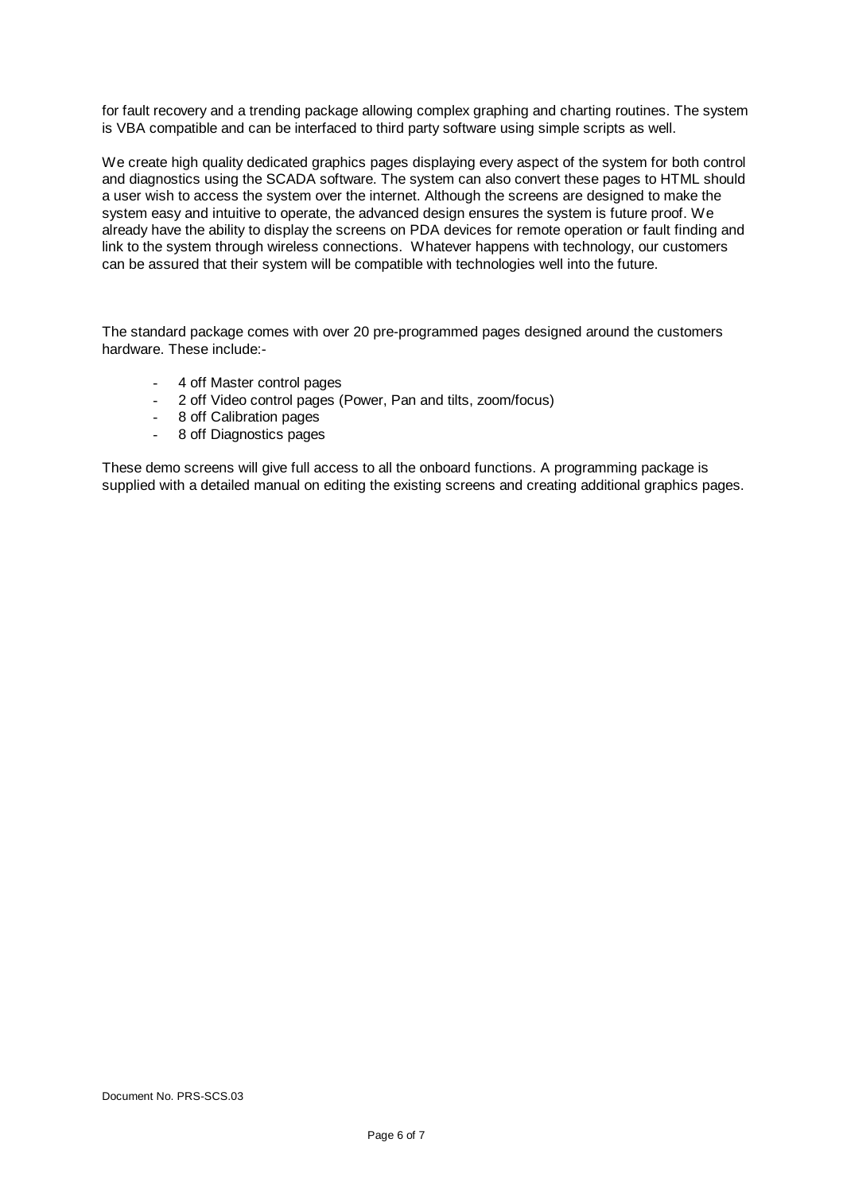for fault recovery and a trending package allowing complex graphing and charting routines. The system is VBA compatible and can be interfaced to third party software using simple scripts as well.

We create high quality dedicated graphics pages displaying every aspect of the system for both control and diagnostics using the SCADA software. The system can also convert these pages to HTML should a user wish to access the system over the internet. Although the screens are designed to make the system easy and intuitive to operate, the advanced design ensures the system is future proof. We already have the ability to display the screens on PDA devices for remote operation or fault finding and link to the system through wireless connections. Whatever happens with technology, our customers can be assured that their system will be compatible with technologies well into the future.

The standard package comes with over 20 pre-programmed pages designed around the customers hardware. These include:-

- 4 off Master control pages
- 2 off Video control pages (Power, Pan and tilts, zoom/focus)
- 8 off Calibration pages
- 8 off Diagnostics pages

These demo screens will give full access to all the onboard functions. A programming package is supplied with a detailed manual on editing the existing screens and creating additional graphics pages.

Document No. PRS-SCS.03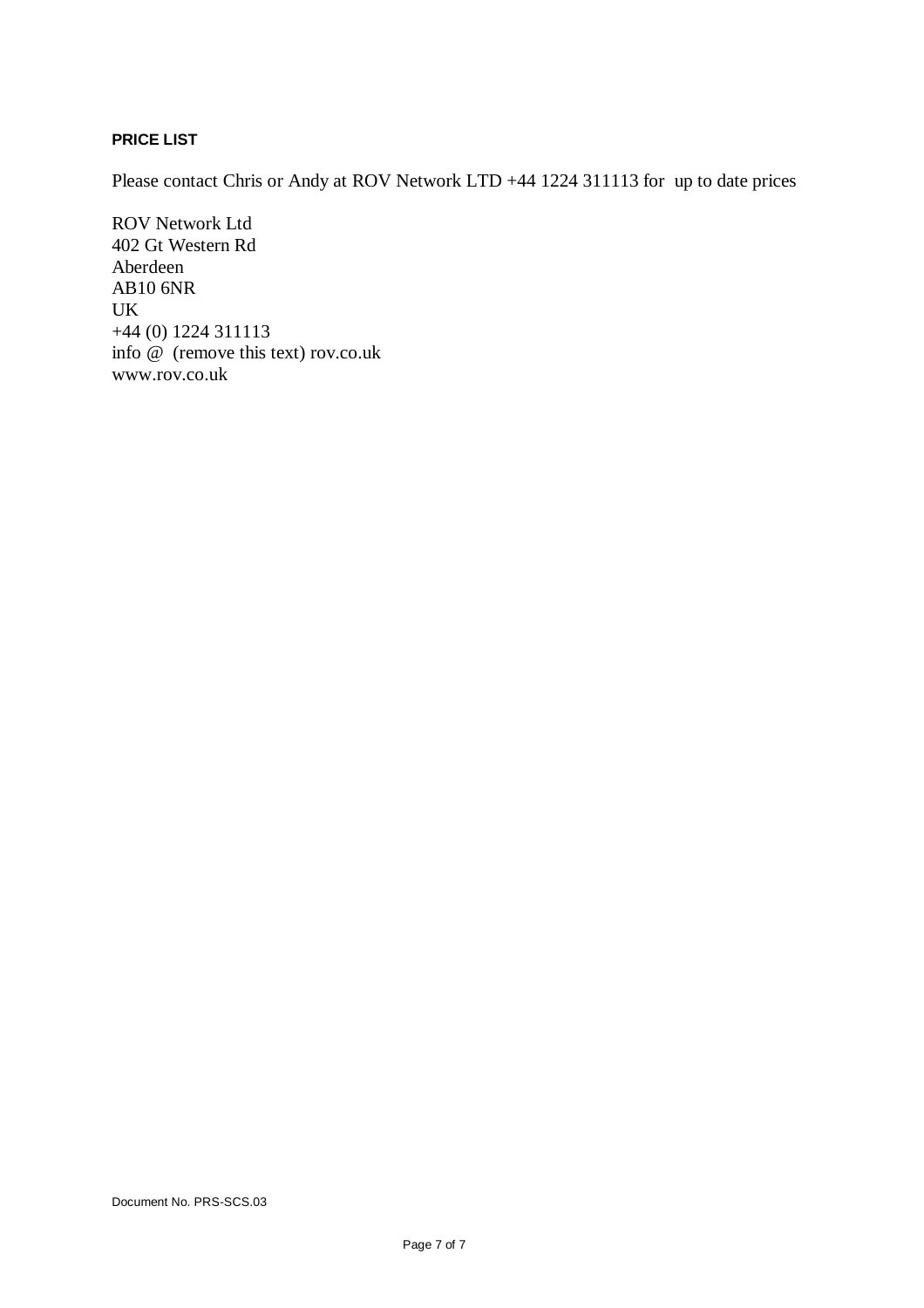**PRICE LIST**

Please contact Chris or Andy at ROV Network LTD +44 1224 311113 for up to date prices

ROV Network Ltd
402 Gt Western Rd
Aberdeen
AB10 6NR
UK
+44 (0) 1224 311113
info @ (remove this text) rov.co.uk
www.rov.co.uk

Document No. PRS-SCS.03